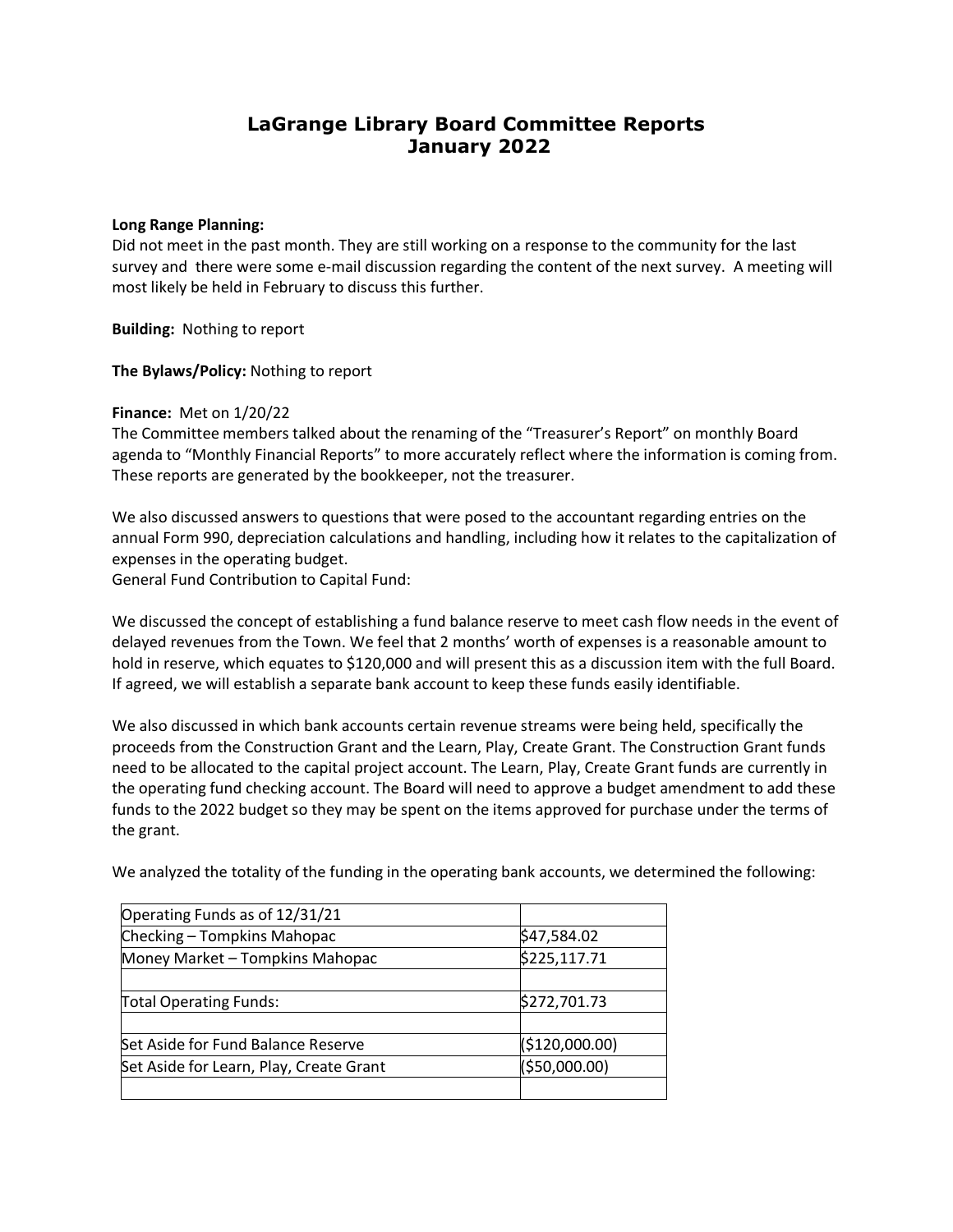# LaGrange Library Board Committee Reports January 2022

**Long Range Planning:**
Did not meet in the past month. They are still working on a response to the community for the last survey and there were some e-mail discussion regarding the content of the next survey. A meeting will most likely be held in February to discuss this further.

**Building:** Nothing to report

**The Bylaws/Policy:** Nothing to report

**Finance:** Met on 1/20/22
The Committee members talked about the renaming of the "Treasurer's Report" on monthly Board agenda to "Monthly Financial Reports" to more accurately reflect where the information is coming from. These reports are generated by the bookkeeper, not the treasurer.

We also discussed answers to questions that were posed to the accountant regarding entries on the annual Form 990, depreciation calculations and handling, including how it relates to the capitalization of expenses in the operating budget.
General Fund Contribution to Capital Fund:

We discussed the concept of establishing a fund balance reserve to meet cash flow needs in the event of delayed revenues from the Town. We feel that 2 months' worth of expenses is a reasonable amount to hold in reserve, which equates to $120,000 and will present this as a discussion item with the full Board. If agreed, we will establish a separate bank account to keep these funds easily identifiable.

We also discussed in which bank accounts certain revenue streams were being held, specifically the proceeds from the Construction Grant and the Learn, Play, Create Grant. The Construction Grant funds need to be allocated to the capital project account. The Learn, Play, Create Grant funds are currently in the operating fund checking account. The Board will need to approve a budget amendment to add these funds to the 2022 budget so they may be spent on the items approved for purchase under the terms of the grant.

We analyzed the totality of the funding in the operating bank accounts, we determined the following:

| Operating Funds as of 12/31/21 | |
|---|---|
| Checking – Tompkins Mahopac | $47,584.02 |
| Money Market – Tompkins Mahopac | $225,117.71 |
| | |
| Total Operating Funds: | $272,701.73 |
| | |
| Set Aside for Fund Balance Reserve | ($120,000.00) |
| Set Aside for Learn, Play, Create Grant | ($50,000.00) |
| | |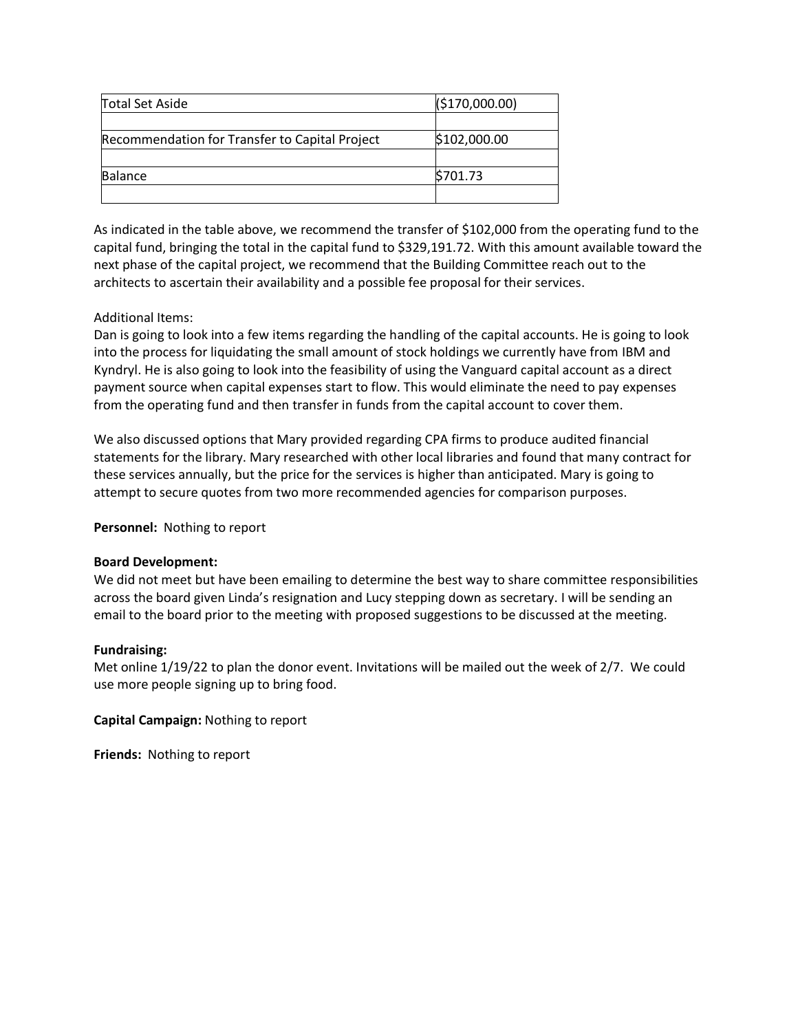| | |
|---|---|
| Total Set Aside | ($170,000.00) |
| | |
| Recommendation for Transfer to Capital Project | $102,000.00 |
| | |
| Balance | $701.73 |
| | |

As indicated in the table above, we recommend the transfer of $102,000 from the operating fund to the capital fund, bringing the total in the capital fund to $329,191.72. With this amount available toward the next phase of the capital project, we recommend that the Building Committee reach out to the architects to ascertain their availability and a possible fee proposal for their services.

Additional Items:
Dan is going to look into a few items regarding the handling of the capital accounts. He is going to look into the process for liquidating the small amount of stock holdings we currently have from IBM and Kyndryl. He is also going to look into the feasibility of using the Vanguard capital account as a direct payment source when capital expenses start to flow. This would eliminate the need to pay expenses from the operating fund and then transfer in funds from the capital account to cover them.

We also discussed options that Mary provided regarding CPA firms to produce audited financial statements for the library. Mary researched with other local libraries and found that many contract for these services annually, but the price for the services is higher than anticipated. Mary is going to attempt to secure quotes from two more recommended agencies for comparison purposes.

**Personnel:** Nothing to report

**Board Development:**
We did not meet but have been emailing to determine the best way to share committee responsibilities across the board given Linda's resignation and Lucy stepping down as secretary. I will be sending an email to the board prior to the meeting with proposed suggestions to be discussed at the meeting.

**Fundraising:**
Met online 1/19/22 to plan the donor event. Invitations will be mailed out the week of 2/7. We could use more people signing up to bring food.

**Capital Campaign:** Nothing to report

**Friends:** Nothing to report